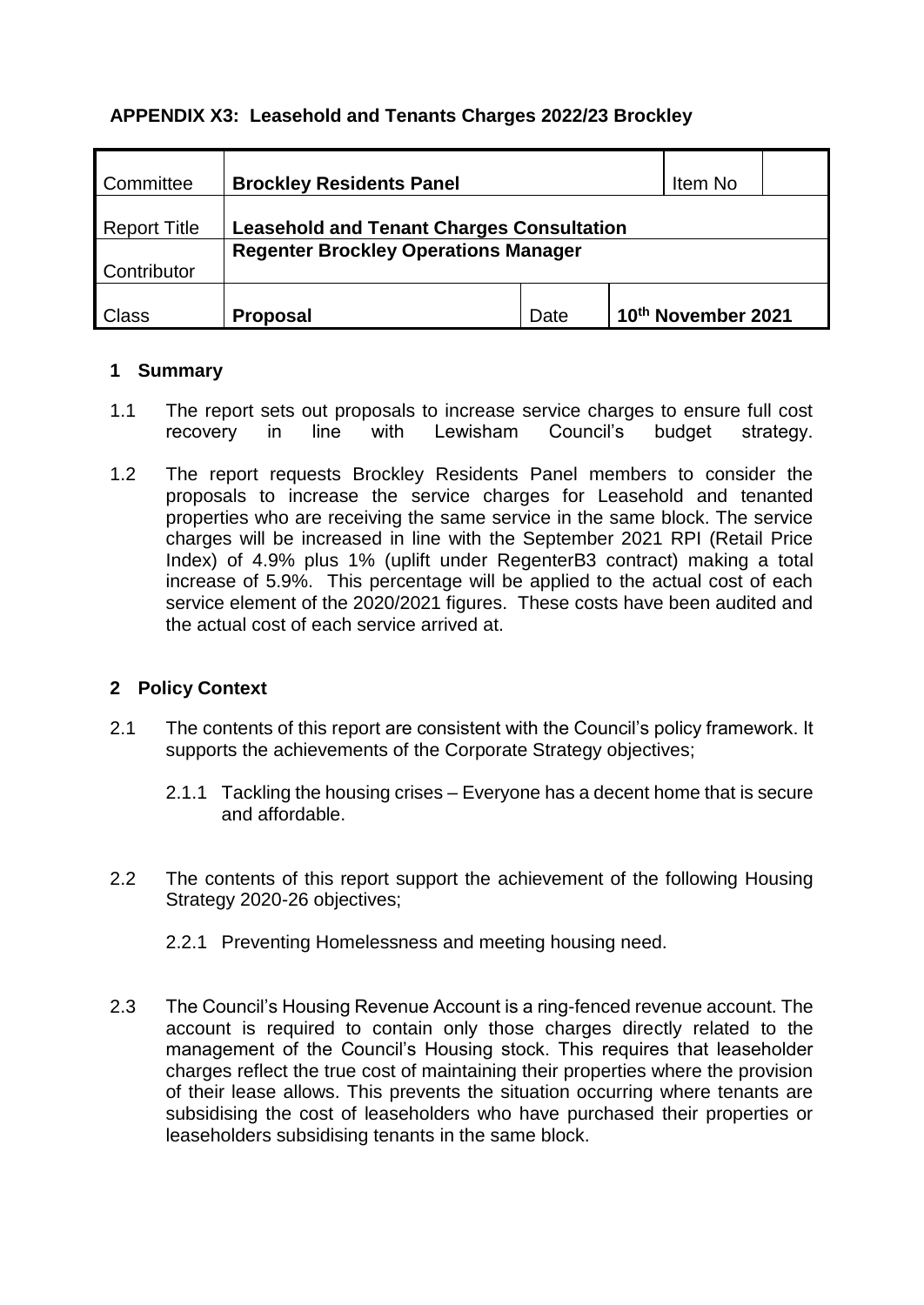**APPENDIX X3: Leasehold and Tenants Charges 2022/23 Brockley**

| Committee | **Brockley Residents Panel** | | Item No | |
|---|---|---|---|---|
| Report Title | **Leasehold and Tenant Charges Consultation** | | | |
| Contributor | **Regenter Brockley Operations Manager** | | | |
| Class | **Proposal** | Date | **10th November 2021** | |

## 1 Summary

1.1 The report sets out proposals to increase service charges to ensure full cost recovery in line with Lewisham Council's budget strategy.

1.2 The report requests Brockley Residents Panel members to consider the proposals to increase the service charges for Leasehold and tenanted properties who are receiving the same service in the same block. The service charges will be increased in line with the September 2021 RPI (Retail Price Index) of 4.9% plus 1% (uplift under RegenterB3 contract) making a total increase of 5.9%. This percentage will be applied to the actual cost of each service element of the 2020/2021 figures. These costs have been audited and the actual cost of each service arrived at.

## 2 Policy Context

2.1 The contents of this report are consistent with the Council's policy framework. It supports the achievements of the Corporate Strategy objectives;

2.1.1 Tackling the housing crises – Everyone has a decent home that is secure and affordable.

2.2 The contents of this report support the achievement of the following Housing Strategy 2020-26 objectives;

2.2.1 Preventing Homelessness and meeting housing need.

2.3 The Council's Housing Revenue Account is a ring-fenced revenue account. The account is required to contain only those charges directly related to the management of the Council's Housing stock. This requires that leaseholder charges reflect the true cost of maintaining their properties where the provision of their lease allows. This prevents the situation occurring where tenants are subsidising the cost of leaseholders who have purchased their properties or leaseholders subsidising tenants in the same block.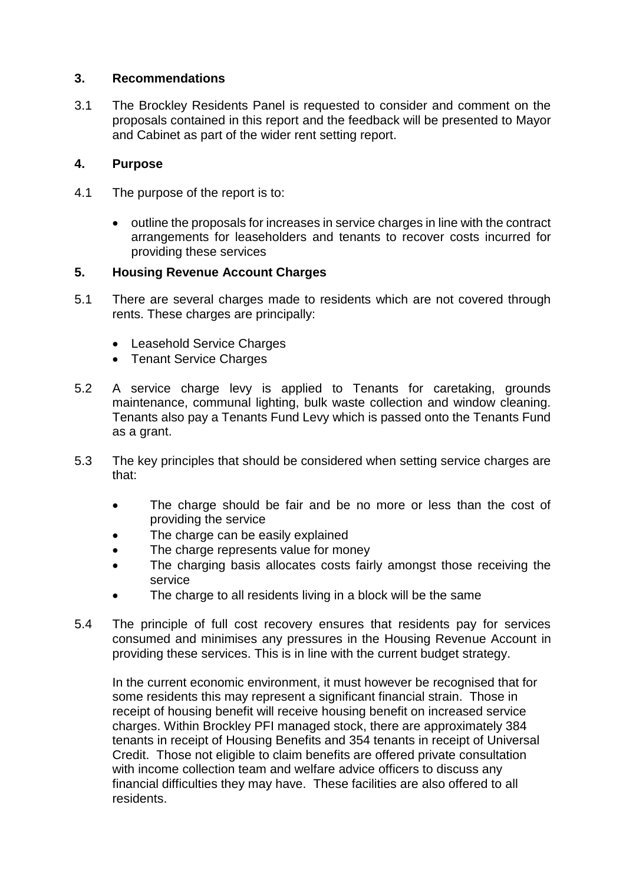## 3. Recommendations

3.1 The Brockley Residents Panel is requested to consider and comment on the proposals contained in this report and the feedback will be presented to Mayor and Cabinet as part of the wider rent setting report.

## 4. Purpose

4.1 The purpose of the report is to:

- outline the proposals for increases in service charges in line with the contract arrangements for leaseholders and tenants to recover costs incurred for providing these services

## 5. Housing Revenue Account Charges

5.1 There are several charges made to residents which are not covered through rents. These charges are principally:

- Leasehold Service Charges
- Tenant Service Charges

5.2 A service charge levy is applied to Tenants for caretaking, grounds maintenance, communal lighting, bulk waste collection and window cleaning. Tenants also pay a Tenants Fund Levy which is passed onto the Tenants Fund as a grant.

5.3 The key principles that should be considered when setting service charges are that:

- The charge should be fair and be no more or less than the cost of providing the service
- The charge can be easily explained
- The charge represents value for money
- The charging basis allocates costs fairly amongst those receiving the service
- The charge to all residents living in a block will be the same

5.4 The principle of full cost recovery ensures that residents pay for services consumed and minimises any pressures in the Housing Revenue Account in providing these services. This is in line with the current budget strategy.

In the current economic environment, it must however be recognised that for some residents this may represent a significant financial strain. Those in receipt of housing benefit will receive housing benefit on increased service charges. Within Brockley PFI managed stock, there are approximately 384 tenants in receipt of Housing Benefits and 354 tenants in receipt of Universal Credit. Those not eligible to claim benefits are offered private consultation with income collection team and welfare advice officers to discuss any financial difficulties they may have. These facilities are also offered to all residents.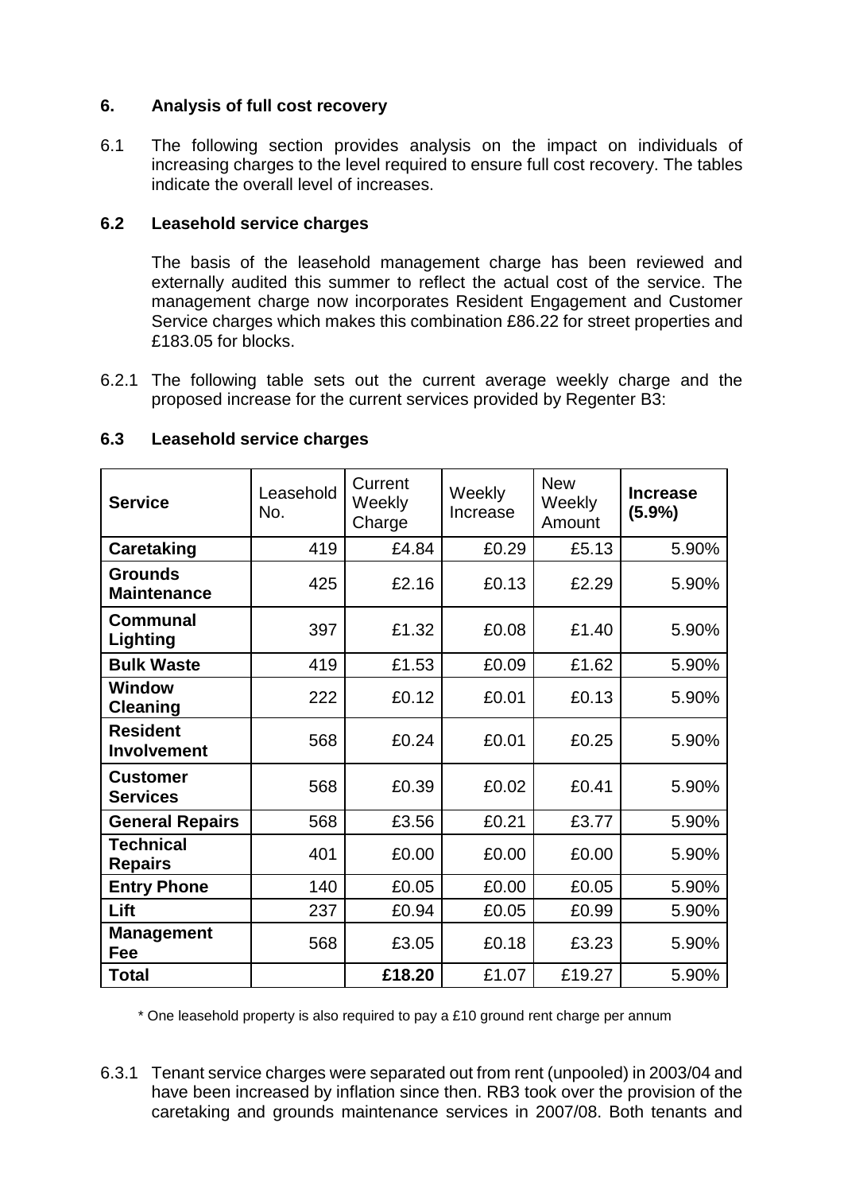## 6. Analysis of full cost recovery

6.1 The following section provides analysis on the impact on individuals of increasing charges to the level required to ensure full cost recovery. The tables indicate the overall level of increases.

### 6.2 Leasehold service charges

The basis of the leasehold management charge has been reviewed and externally audited this summer to reflect the actual cost of the service. The management charge now incorporates Resident Engagement and Customer Service charges which makes this combination £86.22 for street properties and £183.05 for blocks.

6.2.1 The following table sets out the current average weekly charge and the proposed increase for the current services provided by Regenter B3:

### 6.3 Leasehold service charges

| Service | Leasehold No. | Current Weekly Charge | Weekly Increase | New Weekly Amount | Increase (5.9%) |
|---|---|---|---|---|---|
| **Caretaking** | 419 | £4.84 | £0.29 | £5.13 | 5.90% |
| **Grounds Maintenance** | 425 | £2.16 | £0.13 | £2.29 | 5.90% |
| **Communal Lighting** | 397 | £1.32 | £0.08 | £1.40 | 5.90% |
| **Bulk Waste** | 419 | £1.53 | £0.09 | £1.62 | 5.90% |
| **Window Cleaning** | 222 | £0.12 | £0.01 | £0.13 | 5.90% |
| **Resident Involvement** | 568 | £0.24 | £0.01 | £0.25 | 5.90% |
| **Customer Services** | 568 | £0.39 | £0.02 | £0.41 | 5.90% |
| **General Repairs** | 568 | £3.56 | £0.21 | £3.77 | 5.90% |
| **Technical Repairs** | 401 | £0.00 | £0.00 | £0.00 | 5.90% |
| **Entry Phone** | 140 | £0.05 | £0.00 | £0.05 | 5.90% |
| **Lift** | 237 | £0.94 | £0.05 | £0.99 | 5.90% |
| **Management Fee** | 568 | £3.05 | £0.18 | £3.23 | 5.90% |
| **Total** | | **£18.20** | £1.07 | £19.27 | 5.90% |

\* One leasehold property is also required to pay a £10 ground rent charge per annum

6.3.1 Tenant service charges were separated out from rent (unpooled) in 2003/04 and have been increased by inflation since then. RB3 took over the provision of the caretaking and grounds maintenance services in 2007/08. Both tenants and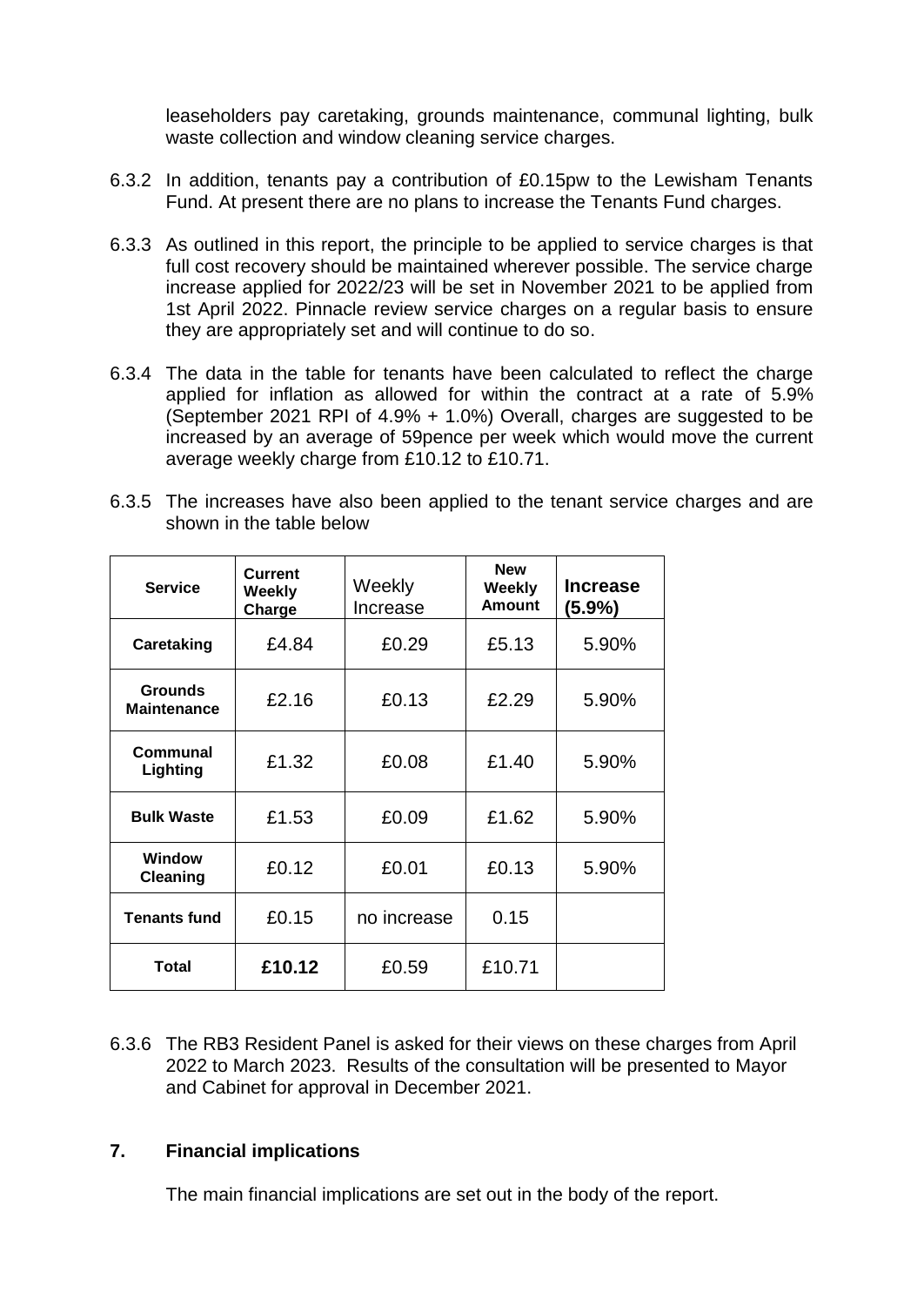leaseholders pay caretaking, grounds maintenance, communal lighting, bulk waste collection and window cleaning service charges.

6.3.2 In addition, tenants pay a contribution of £0.15pw to the Lewisham Tenants Fund. At present there are no plans to increase the Tenants Fund charges.

6.3.3 As outlined in this report, the principle to be applied to service charges is that full cost recovery should be maintained wherever possible. The service charge increase applied for 2022/23 will be set in November 2021 to be applied from 1st April 2022. Pinnacle review service charges on a regular basis to ensure they are appropriately set and will continue to do so.

6.3.4 The data in the table for tenants have been calculated to reflect the charge applied for inflation as allowed for within the contract at a rate of 5.9% (September 2021 RPI of 4.9% + 1.0%) Overall, charges are suggested to be increased by an average of 59pence per week which would move the current average weekly charge from £10.12 to £10.71.

6.3.5 The increases have also been applied to the tenant service charges and are shown in the table below

| Service | Current Weekly Charge | Weekly Increase | New Weekly Amount | Increase (5.9%) |
|---|---|---|---|---|
| **Caretaking** | £4.84 | £0.29 | £5.13 | 5.90% |
| **Grounds Maintenance** | £2.16 | £0.13 | £2.29 | 5.90% |
| **Communal Lighting** | £1.32 | £0.08 | £1.40 | 5.90% |
| **Bulk Waste** | £1.53 | £0.09 | £1.62 | 5.90% |
| **Window Cleaning** | £0.12 | £0.01 | £0.13 | 5.90% |
| **Tenants fund** | £0.15 | no increase | 0.15 | |
| **Total** | **£10.12** | £0.59 | £10.71 | |

6.3.6 The RB3 Resident Panel is asked for their views on these charges from April 2022 to March 2023. Results of the consultation will be presented to Mayor and Cabinet for approval in December 2021.

## 7. Financial implications

The main financial implications are set out in the body of the report.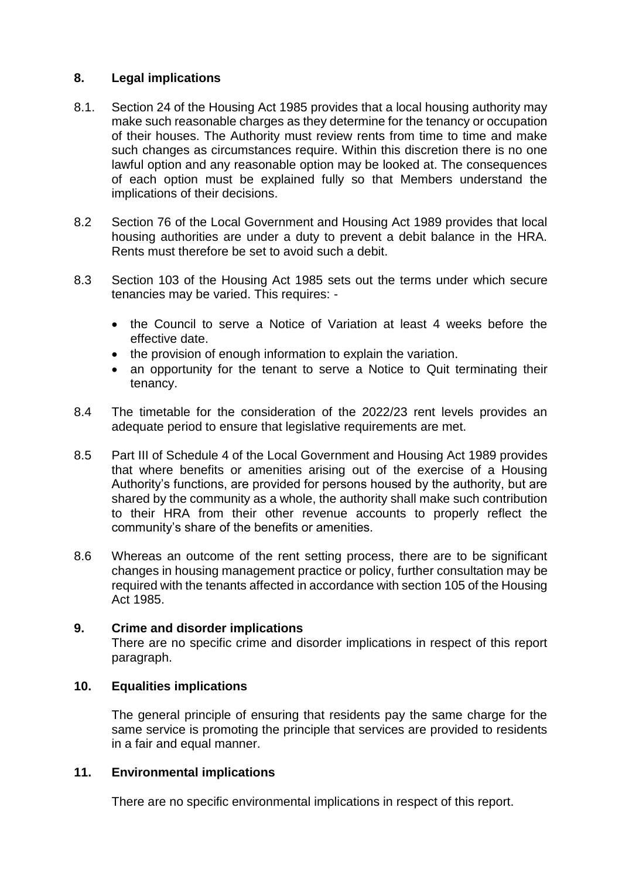## 8. Legal implications

8.1. Section 24 of the Housing Act 1985 provides that a local housing authority may make such reasonable charges as they determine for the tenancy or occupation of their houses. The Authority must review rents from time to time and make such changes as circumstances require. Within this discretion there is no one lawful option and any reasonable option may be looked at. The consequences of each option must be explained fully so that Members understand the implications of their decisions.

8.2 Section 76 of the Local Government and Housing Act 1989 provides that local housing authorities are under a duty to prevent a debit balance in the HRA. Rents must therefore be set to avoid such a debit.

8.3 Section 103 of the Housing Act 1985 sets out the terms under which secure tenancies may be varied. This requires: -

- the Council to serve a Notice of Variation at least 4 weeks before the effective date.
- the provision of enough information to explain the variation.
- an opportunity for the tenant to serve a Notice to Quit terminating their tenancy.

8.4 The timetable for the consideration of the 2022/23 rent levels provides an adequate period to ensure that legislative requirements are met.

8.5 Part III of Schedule 4 of the Local Government and Housing Act 1989 provides that where benefits or amenities arising out of the exercise of a Housing Authority's functions, are provided for persons housed by the authority, but are shared by the community as a whole, the authority shall make such contribution to their HRA from their other revenue accounts to properly reflect the community's share of the benefits or amenities.

8.6 Whereas an outcome of the rent setting process, there are to be significant changes in housing management practice or policy, further consultation may be required with the tenants affected in accordance with section 105 of the Housing Act 1985.

## 9. Crime and disorder implications

There are no specific crime and disorder implications in respect of this report paragraph.

## 10. Equalities implications

The general principle of ensuring that residents pay the same charge for the same service is promoting the principle that services are provided to residents in a fair and equal manner.

## 11. Environmental implications

There are no specific environmental implications in respect of this report.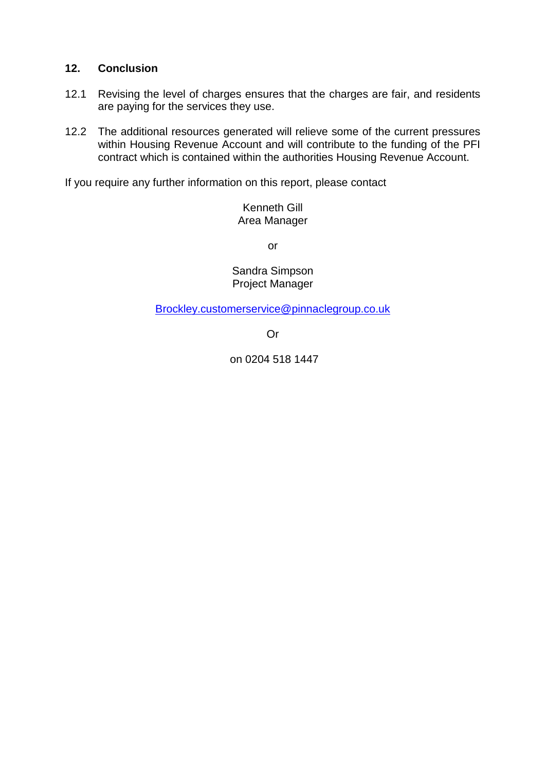## 12. Conclusion

12.1 Revising the level of charges ensures that the charges are fair, and residents are paying for the services they use.

12.2 The additional resources generated will relieve some of the current pressures within Housing Revenue Account and will contribute to the funding of the PFI contract which is contained within the authorities Housing Revenue Account.

If you require any further information on this report, please contact

Kenneth Gill
Area Manager

or

Sandra Simpson
Project Manager

Brockley.customerservice@pinnaclegroup.co.uk

Or

on 0204 518 1447